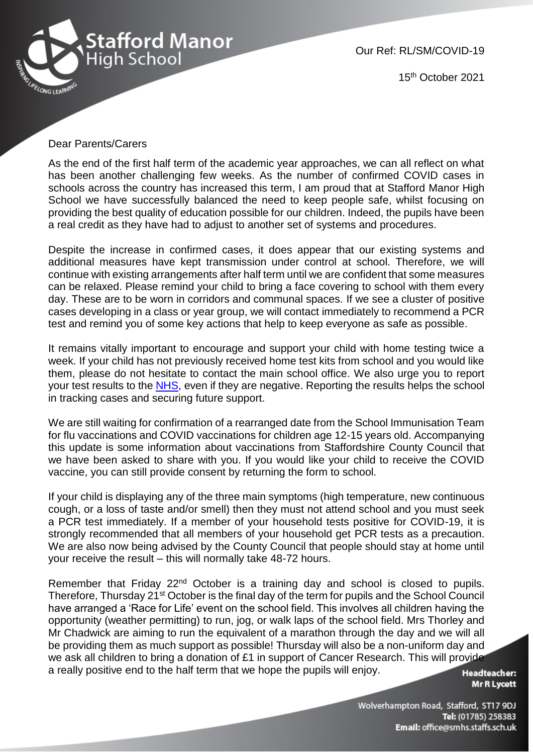Stafford Manor High School

Our Ref: RL/SM/COVID-19

15th October 2021

Dear Parents/Carers

As the end of the first half term of the academic year approaches, we can all reflect on what has been another challenging few weeks. As the number of confirmed COVID cases in schools across the country has increased this term, I am proud that at Stafford Manor High School we have successfully balanced the need to keep people safe, whilst focusing on providing the best quality of education possible for our children. Indeed, the pupils have been a real credit as they have had to adjust to another set of systems and procedures.

Despite the increase in confirmed cases, it does appear that our existing systems and additional measures have kept transmission under control at school. Therefore, we will continue with existing arrangements after half term until we are confident that some measures can be relaxed. Please remind your child to bring a face covering to school with them every day. These are to be worn in corridors and communal spaces. If we see a cluster of positive cases developing in a class or year group, we will contact immediately to recommend a PCR test and remind you of some key actions that help to keep everyone as safe as possible.

It remains vitally important to encourage and support your child with home testing twice a week. If your child has not previously received home test kits from school and you would like them, please do not hesitate to contact the main school office. We also urge you to report your test results to the NHS, even if they are negative. Reporting the results helps the school in tracking cases and securing future support.

We are still waiting for confirmation of a rearranged date from the School Immunisation Team for flu vaccinations and COVID vaccinations for children age 12-15 years old. Accompanying this update is some information about vaccinations from Staffordshire County Council that we have been asked to share with you. If you would like your child to receive the COVID vaccine, you can still provide consent by returning the form to school.

If your child is displaying any of the three main symptoms (high temperature, new continuous cough, or a loss of taste and/or smell) then they must not attend school and you must seek a PCR test immediately. If a member of your household tests positive for COVID-19, it is strongly recommended that all members of your household get PCR tests as a precaution. We are also now being advised by the County Council that people should stay at home until your receive the result – this will normally take 48-72 hours.

Remember that Friday 22nd October is a training day and school is closed to pupils. Therefore, Thursday 21st October is the final day of the term for pupils and the School Council have arranged a 'Race for Life' event on the school field. This involves all children having the opportunity (weather permitting) to run, jog, or walk laps of the school field. Mrs Thorley and Mr Chadwick are aiming to run the equivalent of a marathon through the day and we will all be providing them as much support as possible! Thursday will also be a non-uniform day and we ask all children to bring a donation of £1 in support of Cancer Research. This will provide a really positive end to the half term that we hope the pupils will enjoy.

**Headteacher:**
**Mr R Lycett**

Wolverhampton Road, Stafford, ST17 9DJ
**Tel:** (01785) 258383
**Email:** office@smhs.staffs.sch.uk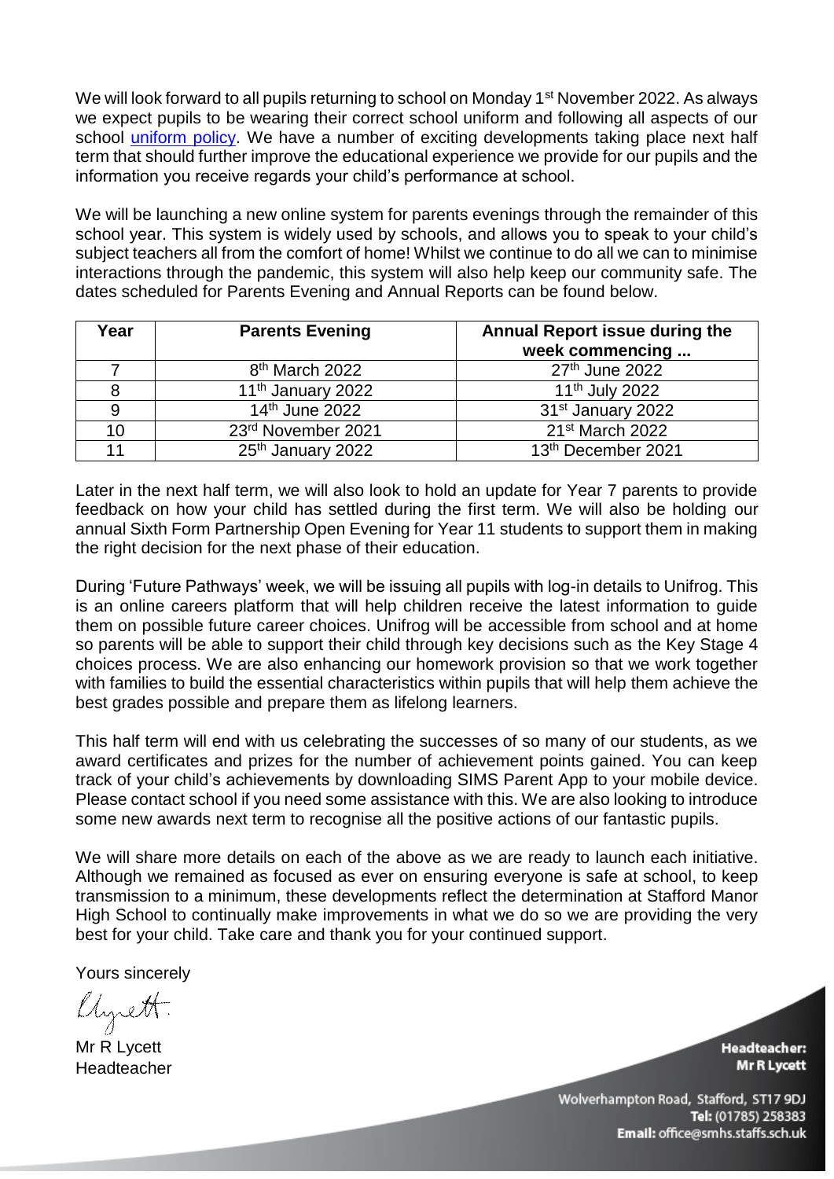We will look forward to all pupils returning to school on Monday 1st November 2022. As always we expect pupils to be wearing their correct school uniform and following all aspects of our school uniform policy. We have a number of exciting developments taking place next half term that should further improve the educational experience we provide for our pupils and the information you receive regards your child's performance at school.

We will be launching a new online system for parents evenings through the remainder of this school year. This system is widely used by schools, and allows you to speak to your child's subject teachers all from the comfort of home! Whilst we continue to do all we can to minimise interactions through the pandemic, this system will also help keep our community safe. The dates scheduled for Parents Evening and Annual Reports can be found below.

| Year | Parents Evening | Annual Report issue during the week commencing ... |
|---|---|---|
| 7 | 8th March 2022 | 27th June 2022 |
| 8 | 11th January 2022 | 11th July 2022 |
| 9 | 14th June 2022 | 31st January 2022 |
| 10 | 23rd November 2021 | 21st March 2022 |
| 11 | 25th January 2022 | 13th December 2021 |

Later in the next half term, we will also look to hold an update for Year 7 parents to provide feedback on how your child has settled during the first term. We will also be holding our annual Sixth Form Partnership Open Evening for Year 11 students to support them in making the right decision for the next phase of their education.

During 'Future Pathways' week, we will be issuing all pupils with log-in details to Unifrog. This is an online careers platform that will help children receive the latest information to guide them on possible future career choices. Unifrog will be accessible from school and at home so parents will be able to support their child through key decisions such as the Key Stage 4 choices process. We are also enhancing our homework provision so that we work together with families to build the essential characteristics within pupils that will help them achieve the best grades possible and prepare them as lifelong learners.

This half term will end with us celebrating the successes of so many of our students, as we award certificates and prizes for the number of achievement points gained. You can keep track of your child's achievements by downloading SIMS Parent App to your mobile device. Please contact school if you need some assistance with this. We are also looking to introduce some new awards next term to recognise all the positive actions of our fantastic pupils.

We will share more details on each of the above as we are ready to launch each initiative. Although we remained as focused as ever on ensuring everyone is safe at school, to keep transmission to a minimum, these developments reflect the determination at Stafford Manor High School to continually make improvements in what we do so we are providing the very best for your child. Take care and thank you for your continued support.

Yours sincerely

Mr R Lycett
Headteacher

**Headteacher:**
**Mr R Lycett**

Wolverhampton Road, Stafford, ST17 9DJ
**Tel:** (01785) 258383
**Email:** office@smhs.staffs.sch.uk